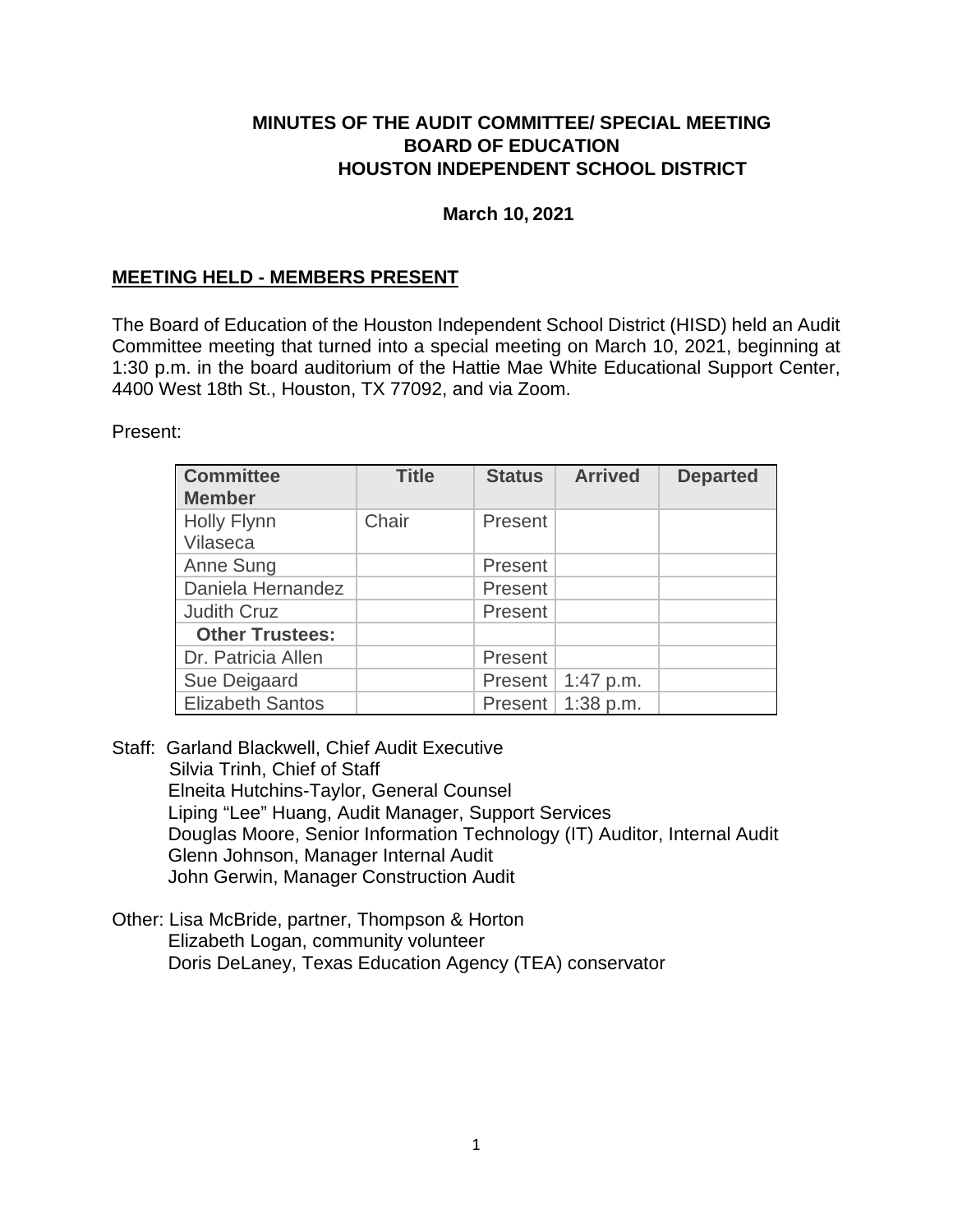# MINUTES OF THE AUDIT COMMITTEE/ SPECIAL MEETING
## BOARD OF EDUCATION
## HOUSTON INDEPENDENT SCHOOL DISTRICT

**March 10, 2021**

## MEETING HELD - MEMBERS PRESENT

The Board of Education of the Houston Independent School District (HISD) held an Audit Committee meeting that turned into a special meeting on March 10, 2021, beginning at 1:30 p.m. in the board auditorium of the Hattie Mae White Educational Support Center, 4400 West 18th St., Houston, TX 77092, and via Zoom.

Present:

| Committee Member | Title | Status | Arrived | Departed |
|---|---|---|---|---|
| Holly Flynn Vilaseca | Chair | Present | | |
| Anne Sung | | Present | | |
| Daniela Hernandez | | Present | | |
| Judith Cruz | | Present | | |
| **Other Trustees:** | | | | |
| Dr. Patricia Allen | | Present | | |
| Sue Deigaard | | Present | 1:47 p.m. | |
| Elizabeth Santos | | Present | 1:38 p.m. | |

Staff: Garland Blackwell, Chief Audit Executive
Silvia Trinh, Chief of Staff
Elneita Hutchins-Taylor, General Counsel
Liping "Lee" Huang, Audit Manager, Support Services
Douglas Moore, Senior Information Technology (IT) Auditor, Internal Audit
Glenn Johnson, Manager Internal Audit
John Gerwin, Manager Construction Audit

Other: Lisa McBride, partner, Thompson & Horton
Elizabeth Logan, community volunteer
Doris DeLaney, Texas Education Agency (TEA) conservator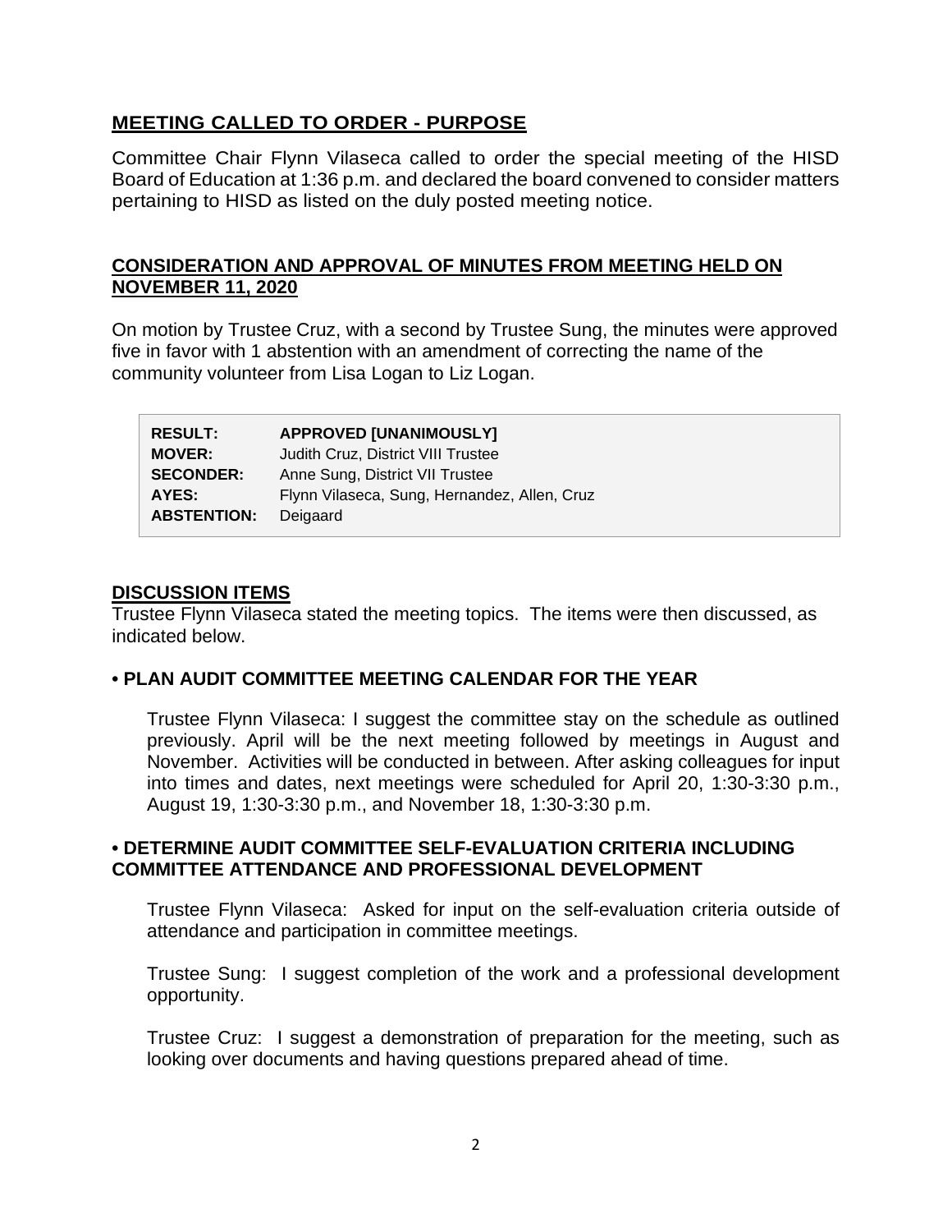## MEETING CALLED TO ORDER - PURPOSE

Committee Chair Flynn Vilaseca called to order the special meeting of the HISD Board of Education at 1:36 p.m. and declared the board convened to consider matters pertaining to HISD as listed on the duly posted meeting notice.

## CONSIDERATION AND APPROVAL OF MINUTES FROM MEETING HELD ON NOVEMBER 11, 2020

On motion by Trustee Cruz, with a second by Trustee Sung, the minutes were approved five in favor with 1 abstention with an amendment of correcting the name of the community volunteer from Lisa Logan to Liz Logan.

| | |
|---|---|
| **RESULT:** | **APPROVED [UNANIMOUSLY]** |
| **MOVER:** | Judith Cruz, District VIII Trustee |
| **SECONDER:** | Anne Sung, District VII Trustee |
| **AYES:** | Flynn Vilaseca, Sung, Hernandez, Allen, Cruz |
| **ABSTENTION:** | Deigaard |

## DISCUSSION ITEMS

Trustee Flynn Vilaseca stated the meeting topics. The items were then discussed, as indicated below.

### • PLAN AUDIT COMMITTEE MEETING CALENDAR FOR THE YEAR

Trustee Flynn Vilaseca: I suggest the committee stay on the schedule as outlined previously. April will be the next meeting followed by meetings in August and November. Activities will be conducted in between. After asking colleagues for input into times and dates, next meetings were scheduled for April 20, 1:30-3:30 p.m., August 19, 1:30-3:30 p.m., and November 18, 1:30-3:30 p.m.

### • DETERMINE AUDIT COMMITTEE SELF-EVALUATION CRITERIA INCLUDING COMMITTEE ATTENDANCE AND PROFESSIONAL DEVELOPMENT

Trustee Flynn Vilaseca: Asked for input on the self-evaluation criteria outside of attendance and participation in committee meetings.

Trustee Sung: I suggest completion of the work and a professional development opportunity.

Trustee Cruz: I suggest a demonstration of preparation for the meeting, such as looking over documents and having questions prepared ahead of time.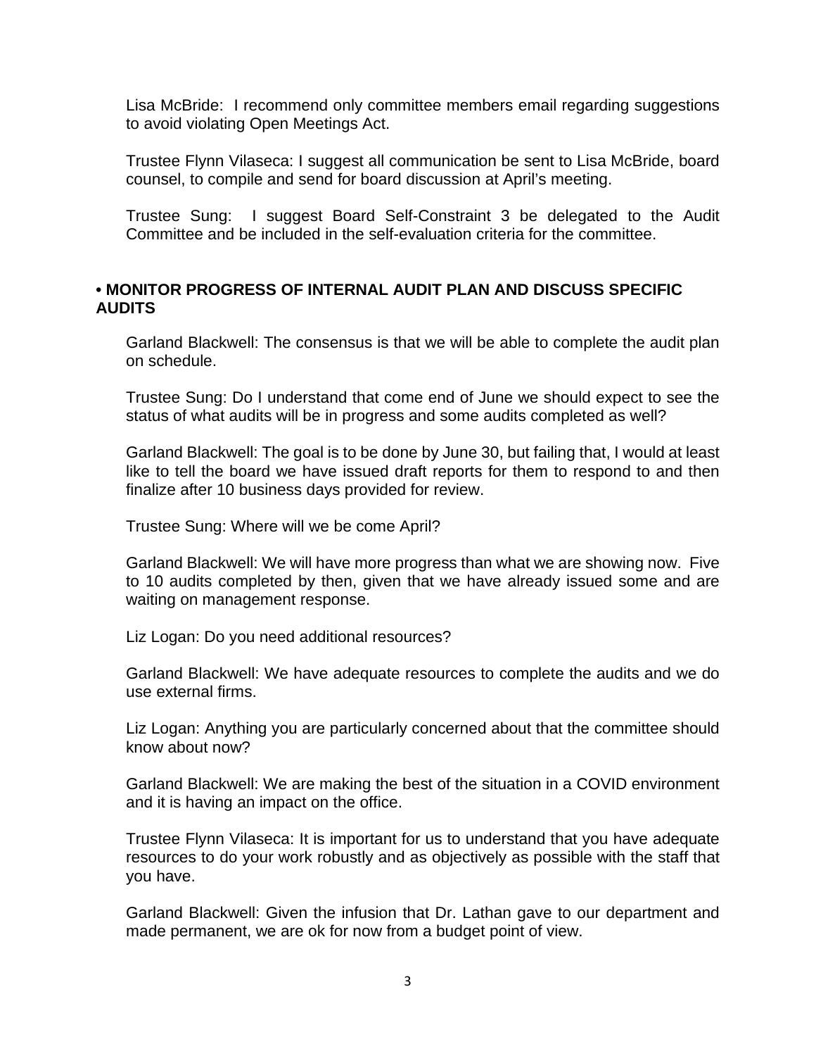Lisa McBride: I recommend only committee members email regarding suggestions to avoid violating Open Meetings Act.

Trustee Flynn Vilaseca: I suggest all communication be sent to Lisa McBride, board counsel, to compile and send for board discussion at April's meeting.

Trustee Sung: I suggest Board Self-Constraint 3 be delegated to the Audit Committee and be included in the self-evaluation criteria for the committee.

**• MONITOR PROGRESS OF INTERNAL AUDIT PLAN AND DISCUSS SPECIFIC AUDITS**

Garland Blackwell: The consensus is that we will be able to complete the audit plan on schedule.

Trustee Sung: Do I understand that come end of June we should expect to see the status of what audits will be in progress and some audits completed as well?

Garland Blackwell: The goal is to be done by June 30, but failing that, I would at least like to tell the board we have issued draft reports for them to respond to and then finalize after 10 business days provided for review.

Trustee Sung: Where will we be come April?

Garland Blackwell: We will have more progress than what we are showing now. Five to 10 audits completed by then, given that we have already issued some and are waiting on management response.

Liz Logan: Do you need additional resources?

Garland Blackwell: We have adequate resources to complete the audits and we do use external firms.

Liz Logan: Anything you are particularly concerned about that the committee should know about now?

Garland Blackwell: We are making the best of the situation in a COVID environment and it is having an impact on the office.

Trustee Flynn Vilaseca: It is important for us to understand that you have adequate resources to do your work robustly and as objectively as possible with the staff that you have.

Garland Blackwell: Given the infusion that Dr. Lathan gave to our department and made permanent, we are ok for now from a budget point of view.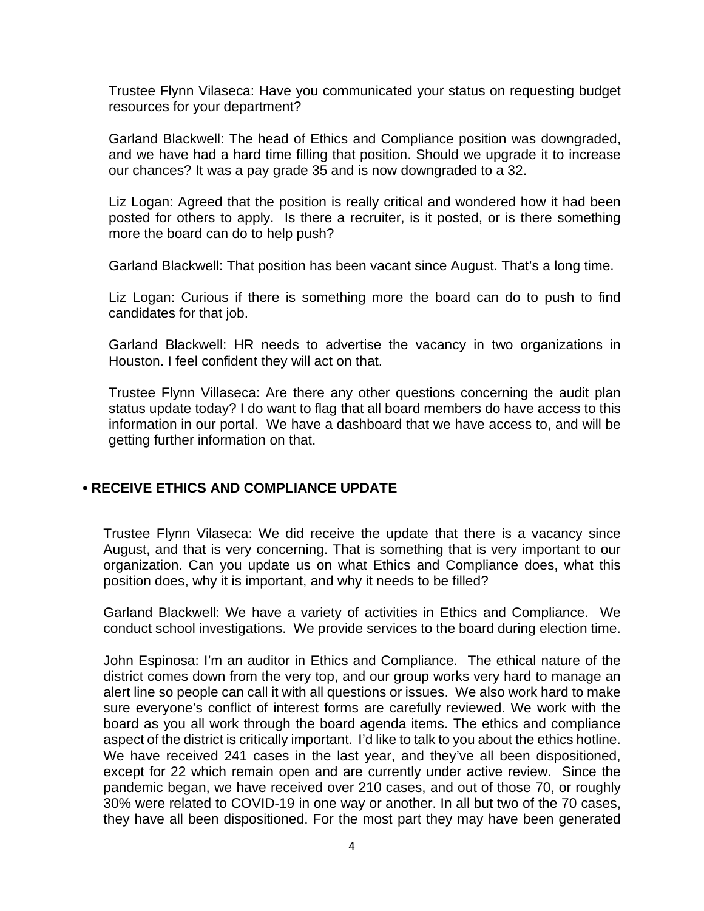Trustee Flynn Vilaseca: Have you communicated your status on requesting budget resources for your department?

Garland Blackwell: The head of Ethics and Compliance position was downgraded, and we have had a hard time filling that position. Should we upgrade it to increase our chances? It was a pay grade 35 and is now downgraded to a 32.

Liz Logan: Agreed that the position is really critical and wondered how it had been posted for others to apply. Is there a recruiter, is it posted, or is there something more the board can do to help push?

Garland Blackwell: That position has been vacant since August. That's a long time.

Liz Logan: Curious if there is something more the board can do to push to find candidates for that job.

Garland Blackwell: HR needs to advertise the vacancy in two organizations in Houston. I feel confident they will act on that.

Trustee Flynn Villaseca: Are there any other questions concerning the audit plan status update today? I do want to flag that all board members do have access to this information in our portal. We have a dashboard that we have access to, and will be getting further information on that.

## • RECEIVE ETHICS AND COMPLIANCE UPDATE

Trustee Flynn Vilaseca: We did receive the update that there is a vacancy since August, and that is very concerning. That is something that is very important to our organization. Can you update us on what Ethics and Compliance does, what this position does, why it is important, and why it needs to be filled?

Garland Blackwell: We have a variety of activities in Ethics and Compliance. We conduct school investigations. We provide services to the board during election time.

John Espinosa: I'm an auditor in Ethics and Compliance. The ethical nature of the district comes down from the very top, and our group works very hard to manage an alert line so people can call it with all questions or issues. We also work hard to make sure everyone's conflict of interest forms are carefully reviewed. We work with the board as you all work through the board agenda items. The ethics and compliance aspect of the district is critically important. I'd like to talk to you about the ethics hotline. We have received 241 cases in the last year, and they've all been dispositioned, except for 22 which remain open and are currently under active review. Since the pandemic began, we have received over 210 cases, and out of those 70, or roughly 30% were related to COVID-19 in one way or another. In all but two of the 70 cases, they have all been dispositioned. For the most part they may have been generated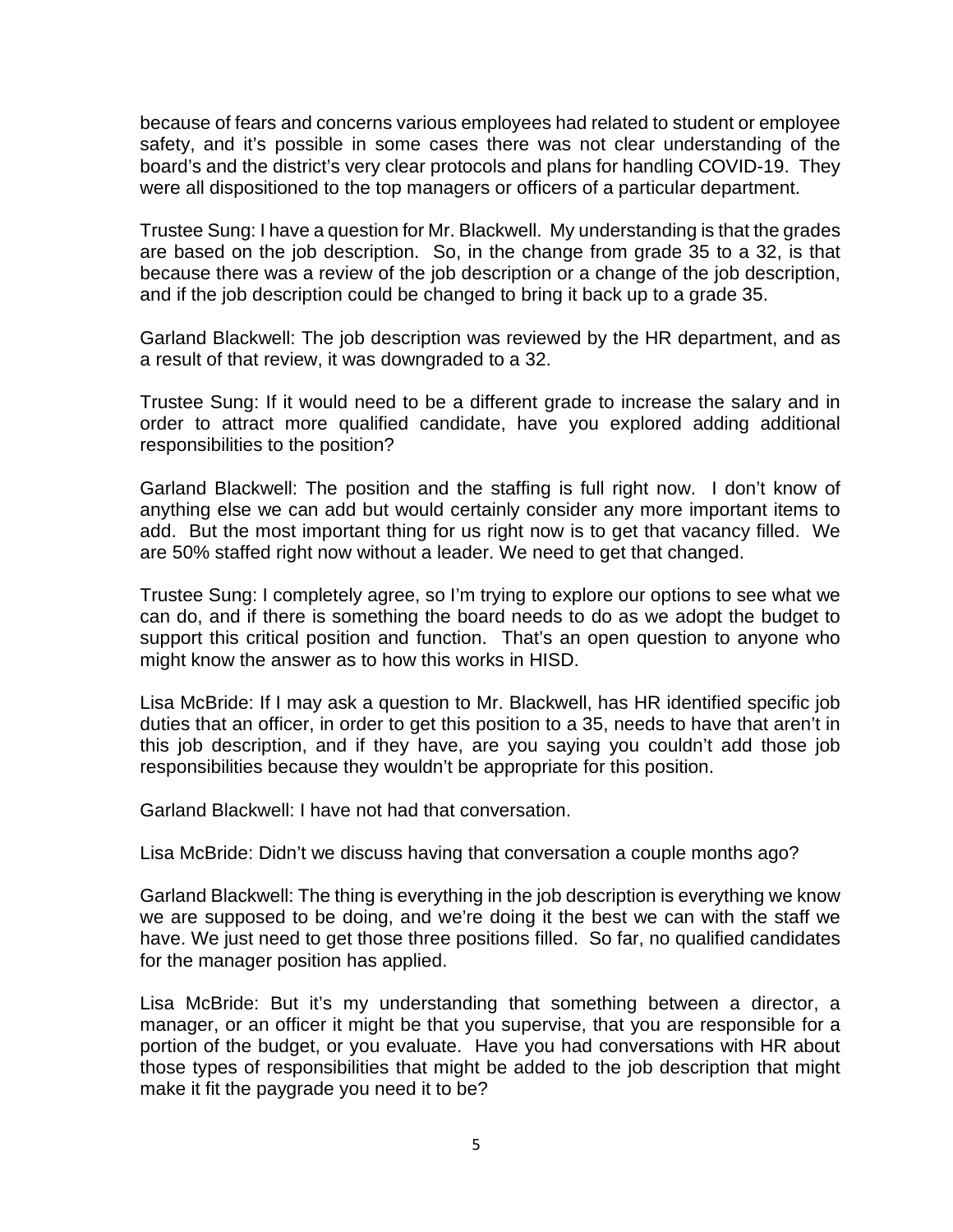because of fears and concerns various employees had related to student or employee safety, and it's possible in some cases there was not clear understanding of the board's and the district's very clear protocols and plans for handling COVID-19. They were all dispositioned to the top managers or officers of a particular department.

Trustee Sung: I have a question for Mr. Blackwell. My understanding is that the grades are based on the job description. So, in the change from grade 35 to a 32, is that because there was a review of the job description or a change of the job description, and if the job description could be changed to bring it back up to a grade 35.

Garland Blackwell: The job description was reviewed by the HR department, and as a result of that review, it was downgraded to a 32.

Trustee Sung: If it would need to be a different grade to increase the salary and in order to attract more qualified candidate, have you explored adding additional responsibilities to the position?

Garland Blackwell: The position and the staffing is full right now. I don't know of anything else we can add but would certainly consider any more important items to add. But the most important thing for us right now is to get that vacancy filled. We are 50% staffed right now without a leader. We need to get that changed.

Trustee Sung: I completely agree, so I'm trying to explore our options to see what we can do, and if there is something the board needs to do as we adopt the budget to support this critical position and function. That's an open question to anyone who might know the answer as to how this works in HISD.

Lisa McBride: If I may ask a question to Mr. Blackwell, has HR identified specific job duties that an officer, in order to get this position to a 35, needs to have that aren't in this job description, and if they have, are you saying you couldn't add those job responsibilities because they wouldn't be appropriate for this position.

Garland Blackwell: I have not had that conversation.

Lisa McBride: Didn't we discuss having that conversation a couple months ago?

Garland Blackwell: The thing is everything in the job description is everything we know we are supposed to be doing, and we're doing it the best we can with the staff we have. We just need to get those three positions filled. So far, no qualified candidates for the manager position has applied.

Lisa McBride: But it's my understanding that something between a director, a manager, or an officer it might be that you supervise, that you are responsible for a portion of the budget, or you evaluate. Have you had conversations with HR about those types of responsibilities that might be added to the job description that might make it fit the paygrade you need it to be?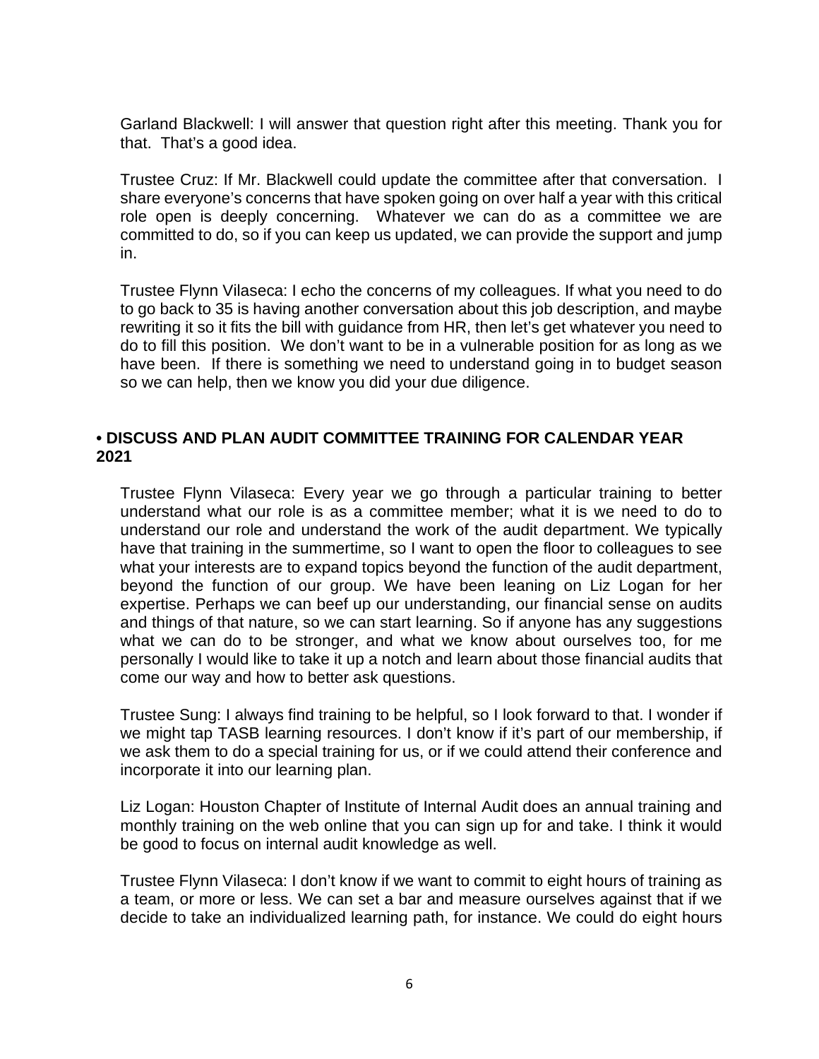Garland Blackwell: I will answer that question right after this meeting. Thank you for that. That's a good idea.

Trustee Cruz: If Mr. Blackwell could update the committee after that conversation. I share everyone's concerns that have spoken going on over half a year with this critical role open is deeply concerning. Whatever we can do as a committee we are committed to do, so if you can keep us updated, we can provide the support and jump in.

Trustee Flynn Vilaseca: I echo the concerns of my colleagues. If what you need to do to go back to 35 is having another conversation about this job description, and maybe rewriting it so it fits the bill with guidance from HR, then let's get whatever you need to do to fill this position. We don't want to be in a vulnerable position for as long as we have been. If there is something we need to understand going in to budget season so we can help, then we know you did your due diligence.

**• DISCUSS AND PLAN AUDIT COMMITTEE TRAINING FOR CALENDAR YEAR 2021**

Trustee Flynn Vilaseca: Every year we go through a particular training to better understand what our role is as a committee member; what it is we need to do to understand our role and understand the work of the audit department. We typically have that training in the summertime, so I want to open the floor to colleagues to see what your interests are to expand topics beyond the function of the audit department, beyond the function of our group. We have been leaning on Liz Logan for her expertise. Perhaps we can beef up our understanding, our financial sense on audits and things of that nature, so we can start learning. So if anyone has any suggestions what we can do to be stronger, and what we know about ourselves too, for me personally I would like to take it up a notch and learn about those financial audits that come our way and how to better ask questions.

Trustee Sung: I always find training to be helpful, so I look forward to that. I wonder if we might tap TASB learning resources. I don't know if it's part of our membership, if we ask them to do a special training for us, or if we could attend their conference and incorporate it into our learning plan.

Liz Logan: Houston Chapter of Institute of Internal Audit does an annual training and monthly training on the web online that you can sign up for and take. I think it would be good to focus on internal audit knowledge as well.

Trustee Flynn Vilaseca: I don't know if we want to commit to eight hours of training as a team, or more or less. We can set a bar and measure ourselves against that if we decide to take an individualized learning path, for instance. We could do eight hours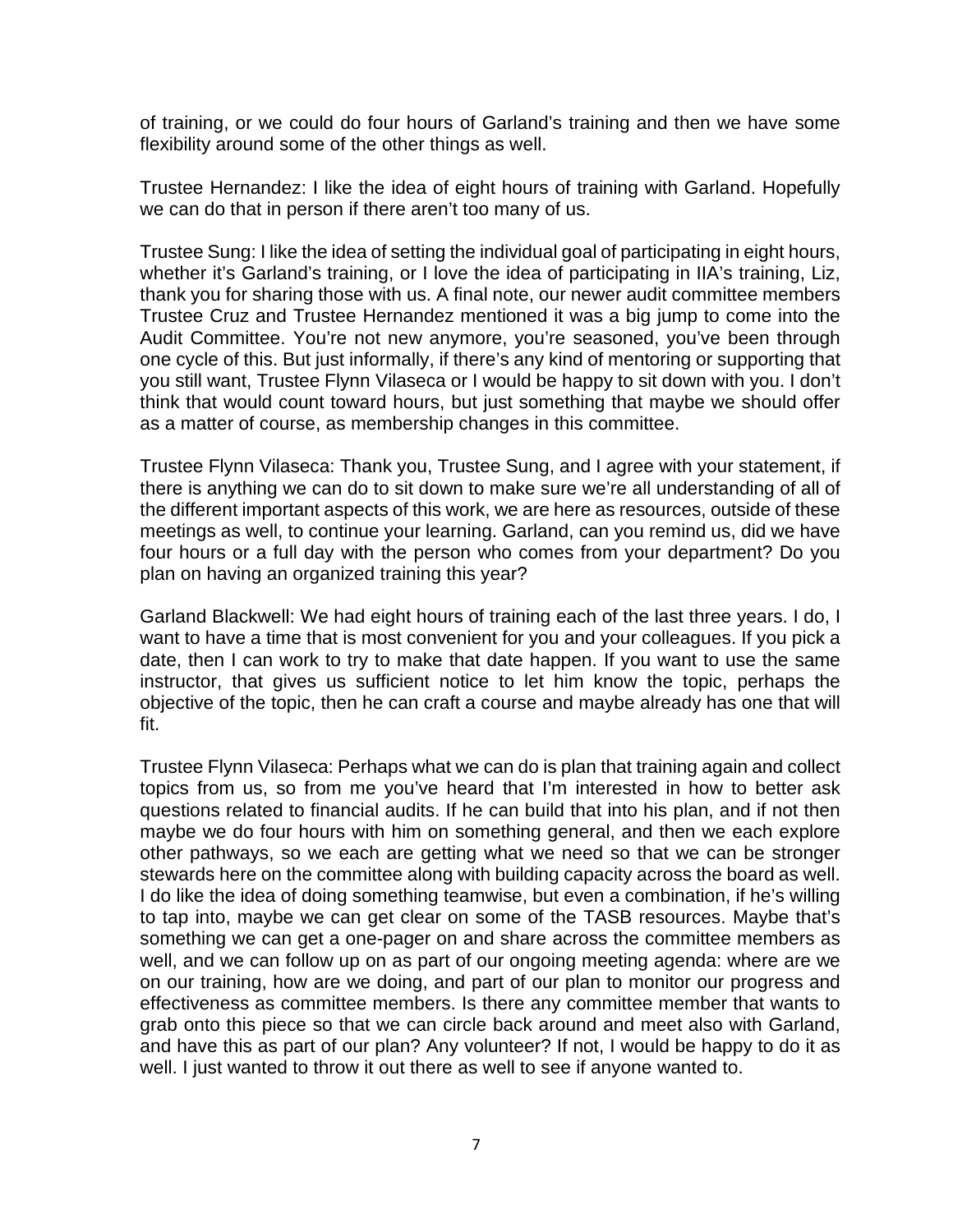of training, or we could do four hours of Garland's training and then we have some flexibility around some of the other things as well.

Trustee Hernandez: I like the idea of eight hours of training with Garland. Hopefully we can do that in person if there aren't too many of us.

Trustee Sung: I like the idea of setting the individual goal of participating in eight hours, whether it's Garland's training, or I love the idea of participating in IIA's training, Liz, thank you for sharing those with us. A final note, our newer audit committee members Trustee Cruz and Trustee Hernandez mentioned it was a big jump to come into the Audit Committee. You're not new anymore, you're seasoned, you've been through one cycle of this. But just informally, if there's any kind of mentoring or supporting that you still want, Trustee Flynn Vilaseca or I would be happy to sit down with you. I don't think that would count toward hours, but just something that maybe we should offer as a matter of course, as membership changes in this committee.

Trustee Flynn Vilaseca: Thank you, Trustee Sung, and I agree with your statement, if there is anything we can do to sit down to make sure we're all understanding of all of the different important aspects of this work, we are here as resources, outside of these meetings as well, to continue your learning. Garland, can you remind us, did we have four hours or a full day with the person who comes from your department? Do you plan on having an organized training this year?

Garland Blackwell: We had eight hours of training each of the last three years. I do, I want to have a time that is most convenient for you and your colleagues. If you pick a date, then I can work to try to make that date happen. If you want to use the same instructor, that gives us sufficient notice to let him know the topic, perhaps the objective of the topic, then he can craft a course and maybe already has one that will fit.

Trustee Flynn Vilaseca: Perhaps what we can do is plan that training again and collect topics from us, so from me you've heard that I'm interested in how to better ask questions related to financial audits. If he can build that into his plan, and if not then maybe we do four hours with him on something general, and then we each explore other pathways, so we each are getting what we need so that we can be stronger stewards here on the committee along with building capacity across the board as well. I do like the idea of doing something teamwise, but even a combination, if he's willing to tap into, maybe we can get clear on some of the TASB resources. Maybe that's something we can get a one-pager on and share across the committee members as well, and we can follow up on as part of our ongoing meeting agenda: where are we on our training, how are we doing, and part of our plan to monitor our progress and effectiveness as committee members. Is there any committee member that wants to grab onto this piece so that we can circle back around and meet also with Garland, and have this as part of our plan? Any volunteer? If not, I would be happy to do it as well. I just wanted to throw it out there as well to see if anyone wanted to.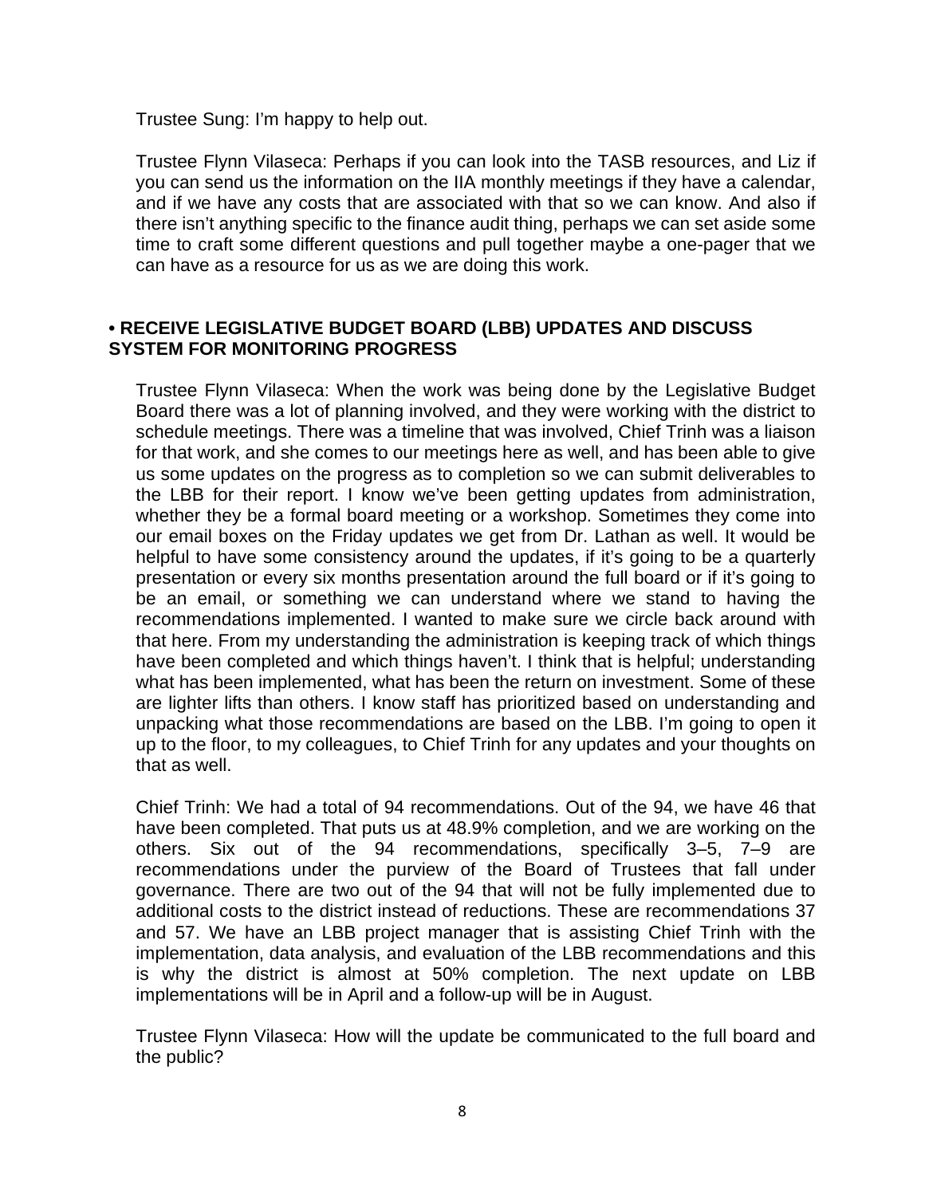Trustee Sung: I'm happy to help out.

Trustee Flynn Vilaseca: Perhaps if you can look into the TASB resources, and Liz if you can send us the information on the IIA monthly meetings if they have a calendar, and if we have any costs that are associated with that so we can know. And also if there isn't anything specific to the finance audit thing, perhaps we can set aside some time to craft some different questions and pull together maybe a one-pager that we can have as a resource for us as we are doing this work.

**• RECEIVE LEGISLATIVE BUDGET BOARD (LBB) UPDATES AND DISCUSS SYSTEM FOR MONITORING PROGRESS**

Trustee Flynn Vilaseca: When the work was being done by the Legislative Budget Board there was a lot of planning involved, and they were working with the district to schedule meetings. There was a timeline that was involved, Chief Trinh was a liaison for that work, and she comes to our meetings here as well, and has been able to give us some updates on the progress as to completion so we can submit deliverables to the LBB for their report. I know we've been getting updates from administration, whether they be a formal board meeting or a workshop. Sometimes they come into our email boxes on the Friday updates we get from Dr. Lathan as well. It would be helpful to have some consistency around the updates, if it's going to be a quarterly presentation or every six months presentation around the full board or if it's going to be an email, or something we can understand where we stand to having the recommendations implemented. I wanted to make sure we circle back around with that here. From my understanding the administration is keeping track of which things have been completed and which things haven't. I think that is helpful; understanding what has been implemented, what has been the return on investment. Some of these are lighter lifts than others. I know staff has prioritized based on understanding and unpacking what those recommendations are based on the LBB. I'm going to open it up to the floor, to my colleagues, to Chief Trinh for any updates and your thoughts on that as well.

Chief Trinh: We had a total of 94 recommendations. Out of the 94, we have 46 that have been completed. That puts us at 48.9% completion, and we are working on the others. Six out of the 94 recommendations, specifically 3–5, 7–9 are recommendations under the purview of the Board of Trustees that fall under governance. There are two out of the 94 that will not be fully implemented due to additional costs to the district instead of reductions. These are recommendations 37 and 57. We have an LBB project manager that is assisting Chief Trinh with the implementation, data analysis, and evaluation of the LBB recommendations and this is why the district is almost at 50% completion. The next update on LBB implementations will be in April and a follow-up will be in August.

Trustee Flynn Vilaseca: How will the update be communicated to the full board and the public?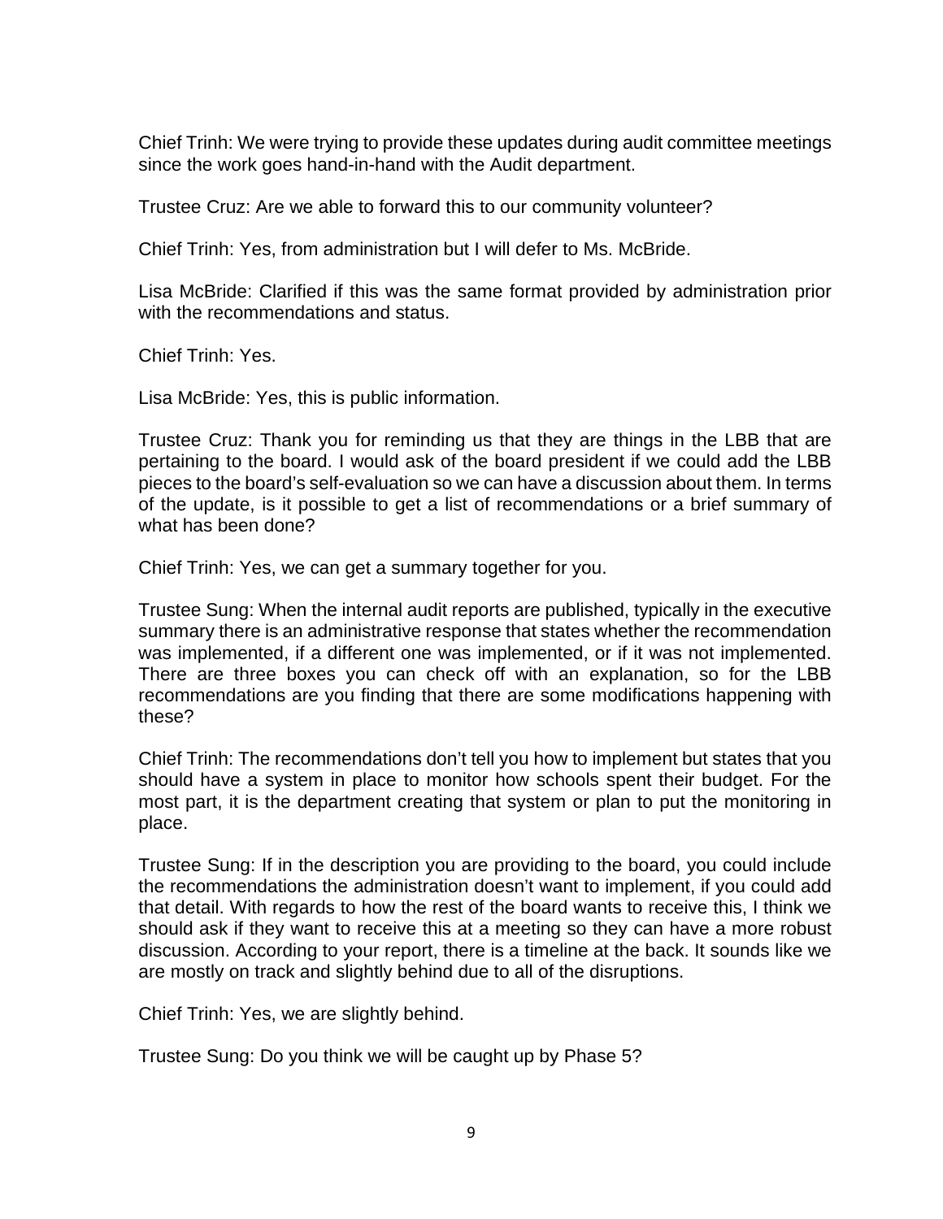Chief Trinh: We were trying to provide these updates during audit committee meetings since the work goes hand-in-hand with the Audit department.

Trustee Cruz: Are we able to forward this to our community volunteer?

Chief Trinh: Yes, from administration but I will defer to Ms. McBride.

Lisa McBride: Clarified if this was the same format provided by administration prior with the recommendations and status.

Chief Trinh: Yes.

Lisa McBride: Yes, this is public information.

Trustee Cruz: Thank you for reminding us that they are things in the LBB that are pertaining to the board. I would ask of the board president if we could add the LBB pieces to the board's self-evaluation so we can have a discussion about them. In terms of the update, is it possible to get a list of recommendations or a brief summary of what has been done?

Chief Trinh: Yes, we can get a summary together for you.

Trustee Sung: When the internal audit reports are published, typically in the executive summary there is an administrative response that states whether the recommendation was implemented, if a different one was implemented, or if it was not implemented. There are three boxes you can check off with an explanation, so for the LBB recommendations are you finding that there are some modifications happening with these?

Chief Trinh: The recommendations don't tell you how to implement but states that you should have a system in place to monitor how schools spent their budget. For the most part, it is the department creating that system or plan to put the monitoring in place.

Trustee Sung: If in the description you are providing to the board, you could include the recommendations the administration doesn't want to implement, if you could add that detail. With regards to how the rest of the board wants to receive this, I think we should ask if they want to receive this at a meeting so they can have a more robust discussion. According to your report, there is a timeline at the back. It sounds like we are mostly on track and slightly behind due to all of the disruptions.

Chief Trinh: Yes, we are slightly behind.

Trustee Sung: Do you think we will be caught up by Phase 5?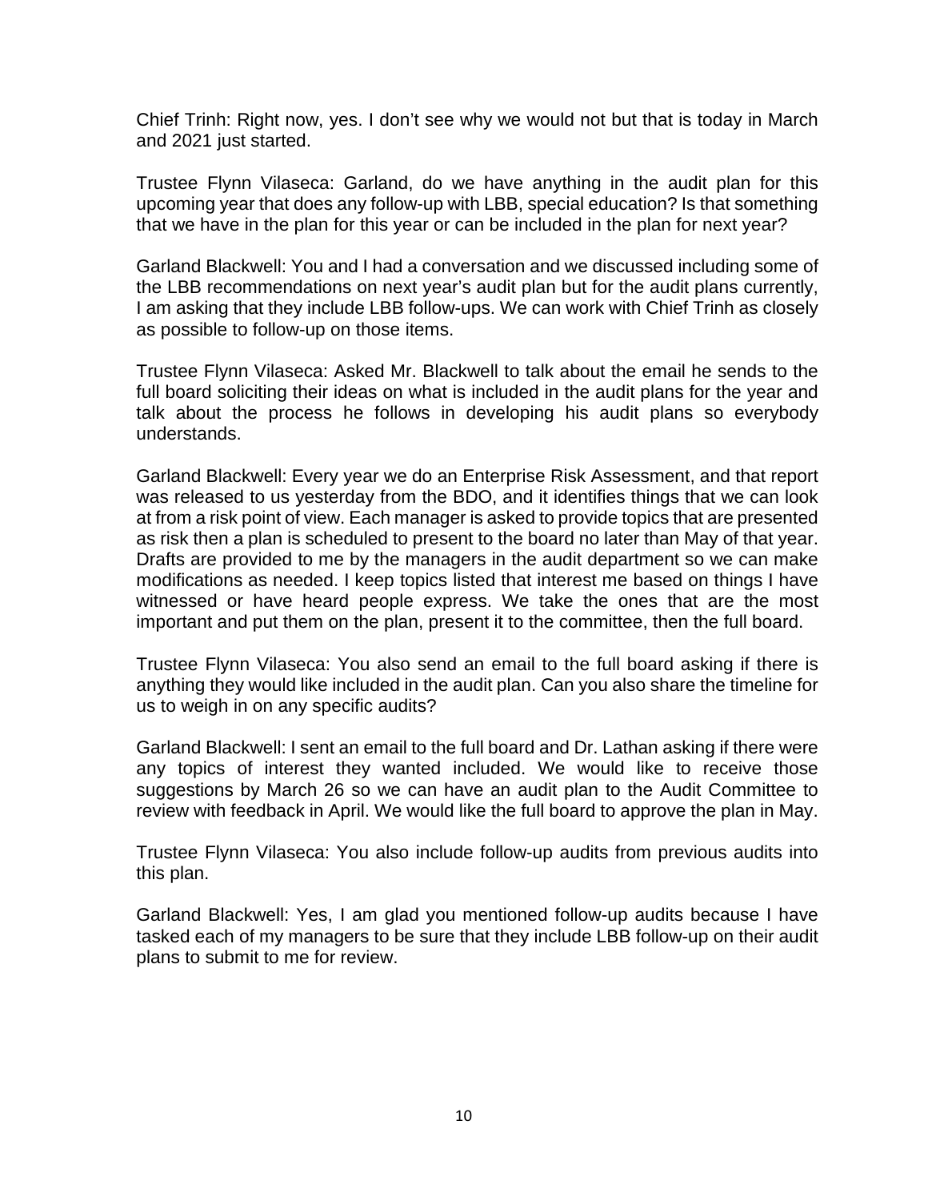Chief Trinh: Right now, yes. I don't see why we would not but that is today in March and 2021 just started.

Trustee Flynn Vilaseca: Garland, do we have anything in the audit plan for this upcoming year that does any follow-up with LBB, special education? Is that something that we have in the plan for this year or can be included in the plan for next year?

Garland Blackwell: You and I had a conversation and we discussed including some of the LBB recommendations on next year's audit plan but for the audit plans currently, I am asking that they include LBB follow-ups. We can work with Chief Trinh as closely as possible to follow-up on those items.

Trustee Flynn Vilaseca: Asked Mr. Blackwell to talk about the email he sends to the full board soliciting their ideas on what is included in the audit plans for the year and talk about the process he follows in developing his audit plans so everybody understands.

Garland Blackwell: Every year we do an Enterprise Risk Assessment, and that report was released to us yesterday from the BDO, and it identifies things that we can look at from a risk point of view. Each manager is asked to provide topics that are presented as risk then a plan is scheduled to present to the board no later than May of that year. Drafts are provided to me by the managers in the audit department so we can make modifications as needed. I keep topics listed that interest me based on things I have witnessed or have heard people express. We take the ones that are the most important and put them on the plan, present it to the committee, then the full board.

Trustee Flynn Vilaseca: You also send an email to the full board asking if there is anything they would like included in the audit plan. Can you also share the timeline for us to weigh in on any specific audits?

Garland Blackwell: I sent an email to the full board and Dr. Lathan asking if there were any topics of interest they wanted included. We would like to receive those suggestions by March 26 so we can have an audit plan to the Audit Committee to review with feedback in April. We would like the full board to approve the plan in May.

Trustee Flynn Vilaseca: You also include follow-up audits from previous audits into this plan.

Garland Blackwell: Yes, I am glad you mentioned follow-up audits because I have tasked each of my managers to be sure that they include LBB follow-up on their audit plans to submit to me for review.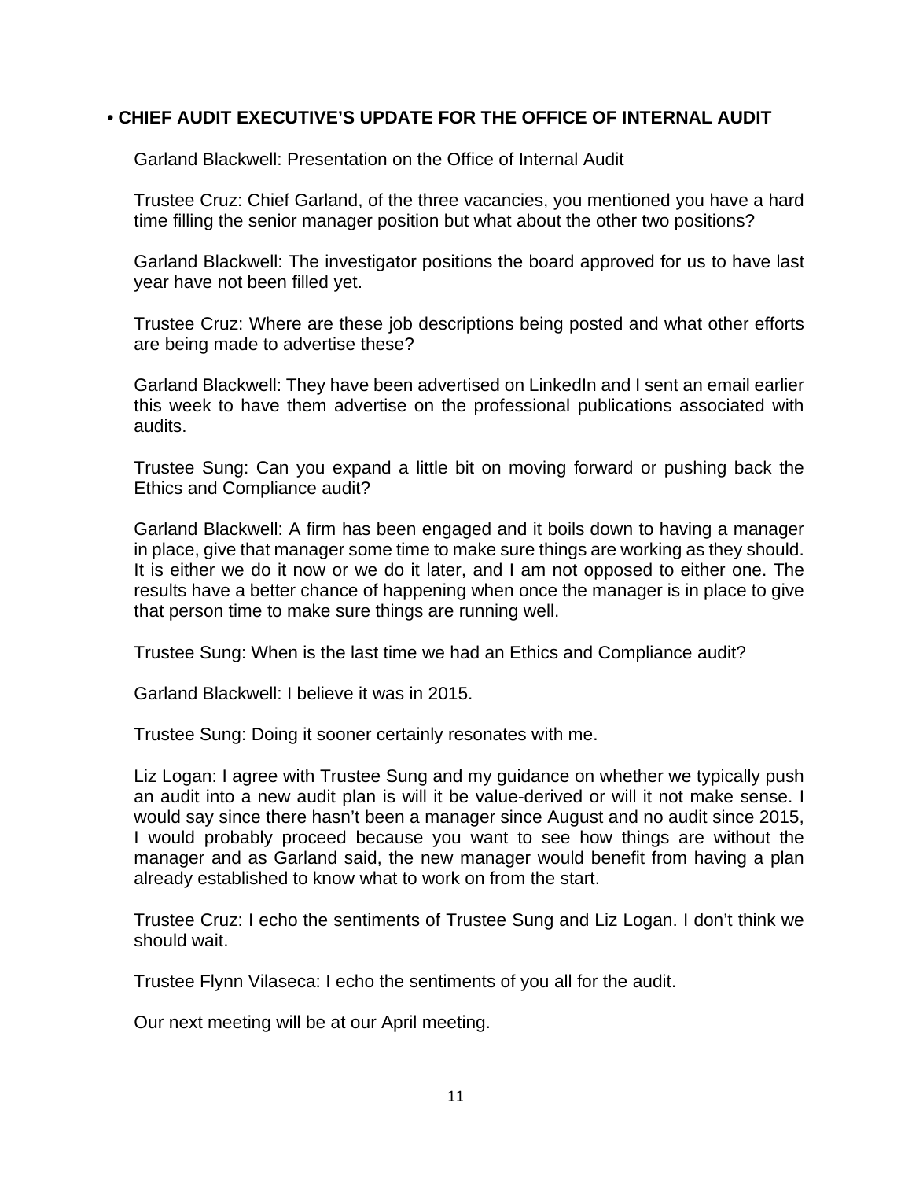- **CHIEF AUDIT EXECUTIVE'S UPDATE FOR THE OFFICE OF INTERNAL AUDIT**

Garland Blackwell: Presentation on the Office of Internal Audit

Trustee Cruz: Chief Garland, of the three vacancies, you mentioned you have a hard time filling the senior manager position but what about the other two positions?

Garland Blackwell: The investigator positions the board approved for us to have last year have not been filled yet.

Trustee Cruz: Where are these job descriptions being posted and what other efforts are being made to advertise these?

Garland Blackwell: They have been advertised on LinkedIn and I sent an email earlier this week to have them advertise on the professional publications associated with audits.

Trustee Sung: Can you expand a little bit on moving forward or pushing back the Ethics and Compliance audit?

Garland Blackwell: A firm has been engaged and it boils down to having a manager in place, give that manager some time to make sure things are working as they should. It is either we do it now or we do it later, and I am not opposed to either one. The results have a better chance of happening when once the manager is in place to give that person time to make sure things are running well.

Trustee Sung: When is the last time we had an Ethics and Compliance audit?

Garland Blackwell: I believe it was in 2015.

Trustee Sung: Doing it sooner certainly resonates with me.

Liz Logan: I agree with Trustee Sung and my guidance on whether we typically push an audit into a new audit plan is will it be value-derived or will it not make sense. I would say since there hasn't been a manager since August and no audit since 2015, I would probably proceed because you want to see how things are without the manager and as Garland said, the new manager would benefit from having a plan already established to know what to work on from the start.

Trustee Cruz: I echo the sentiments of Trustee Sung and Liz Logan. I don't think we should wait.

Trustee Flynn Vilaseca: I echo the sentiments of you all for the audit.

Our next meeting will be at our April meeting.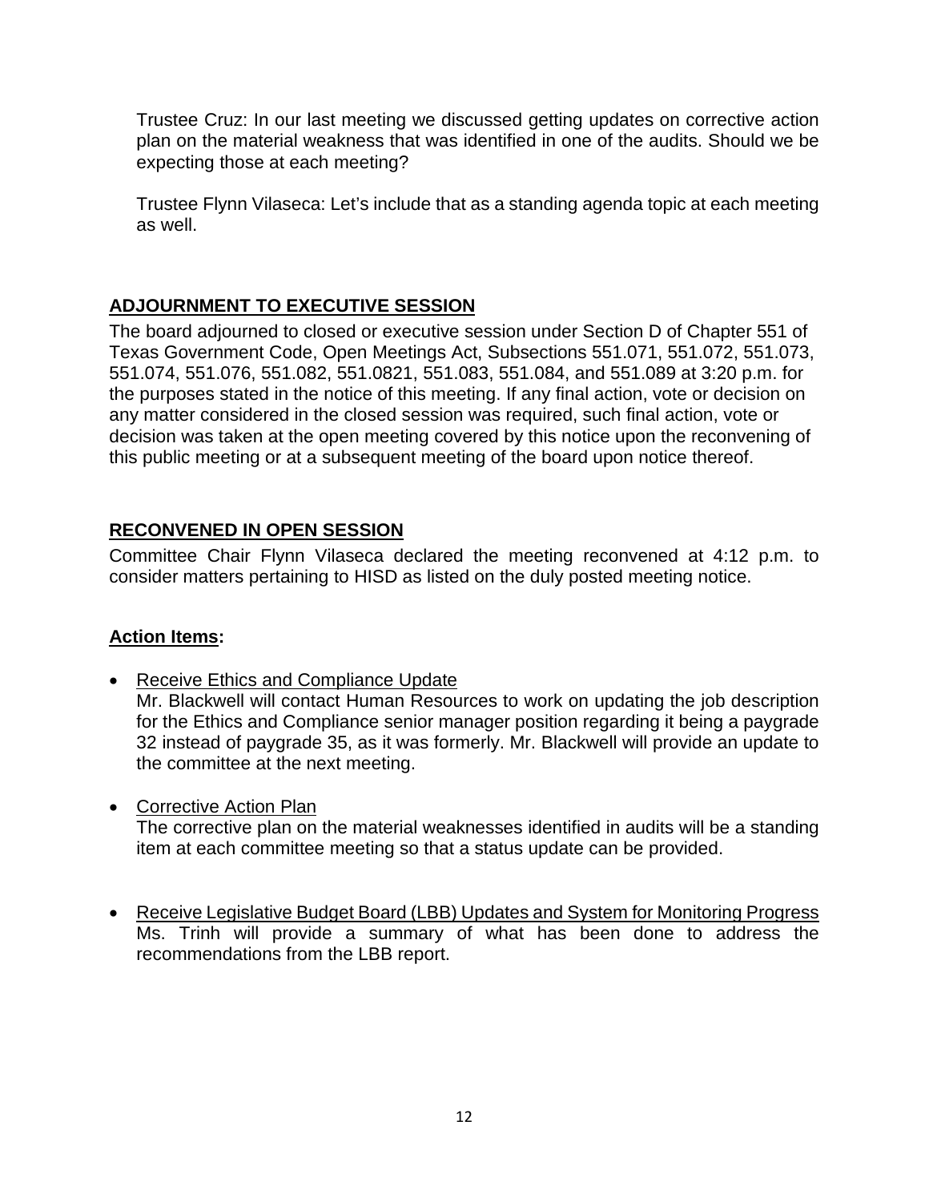Trustee Cruz: In our last meeting we discussed getting updates on corrective action plan on the material weakness that was identified in one of the audits. Should we be expecting those at each meeting?

Trustee Flynn Vilaseca: Let's include that as a standing agenda topic at each meeting as well.

## ADJOURNMENT TO EXECUTIVE SESSION

The board adjourned to closed or executive session under Section D of Chapter 551 of Texas Government Code, Open Meetings Act, Subsections 551.071, 551.072, 551.073, 551.074, 551.076, 551.082, 551.0821, 551.083, 551.084, and 551.089 at 3:20 p.m. for the purposes stated in the notice of this meeting. If any final action, vote or decision on any matter considered in the closed session was required, such final action, vote or decision was taken at the open meeting covered by this notice upon the reconvening of this public meeting or at a subsequent meeting of the board upon notice thereof.

## RECONVENED IN OPEN SESSION

Committee Chair Flynn Vilaseca declared the meeting reconvened at 4:12 p.m. to consider matters pertaining to HISD as listed on the duly posted meeting notice.

## Action Items:

- Receive Ethics and Compliance Update
  Mr. Blackwell will contact Human Resources to work on updating the job description for the Ethics and Compliance senior manager position regarding it being a paygrade 32 instead of paygrade 35, as it was formerly. Mr. Blackwell will provide an update to the committee at the next meeting.

- Corrective Action Plan
  The corrective plan on the material weaknesses identified in audits will be a standing item at each committee meeting so that a status update can be provided.

- Receive Legislative Budget Board (LBB) Updates and System for Monitoring Progress
  Ms. Trinh will provide a summary of what has been done to address the recommendations from the LBB report.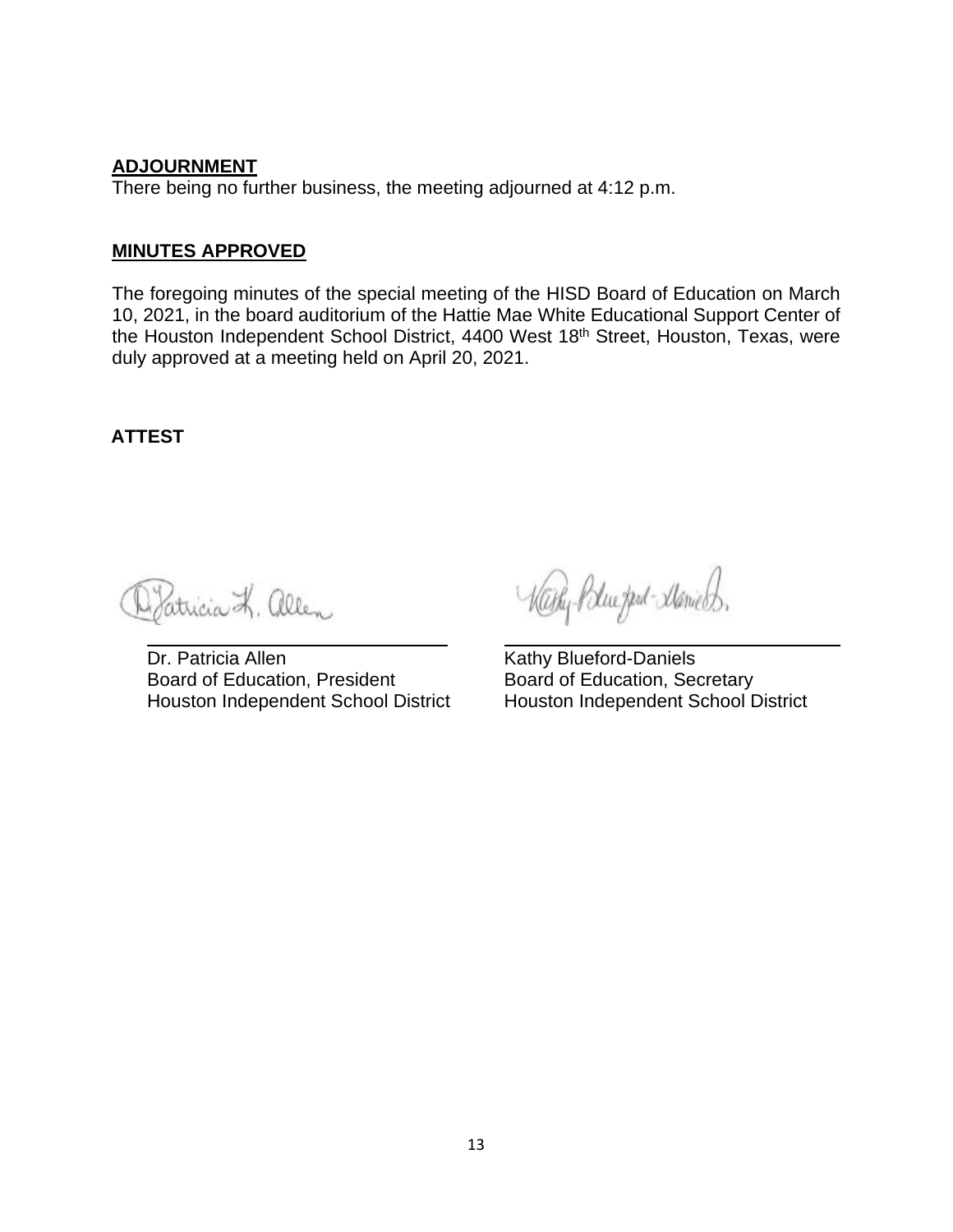**ADJOURNMENT**

There being no further business, the meeting adjourned at 4:12 p.m.

**MINUTES APPROVED**

The foregoing minutes of the special meeting of the HISD Board of Education on March 10, 2021, in the board auditorium of the Hattie Mae White Educational Support Center of the Houston Independent School District, 4400 West 18th Street, Houston, Texas, were duly approved at a meeting held on April 20, 2021.

**ATTEST**

| | |
|---|---|
| Dr. Patricia Allen | Kathy Blueford-Daniels |
| Board of Education, President | Board of Education, Secretary |
| Houston Independent School District | Houston Independent School District |